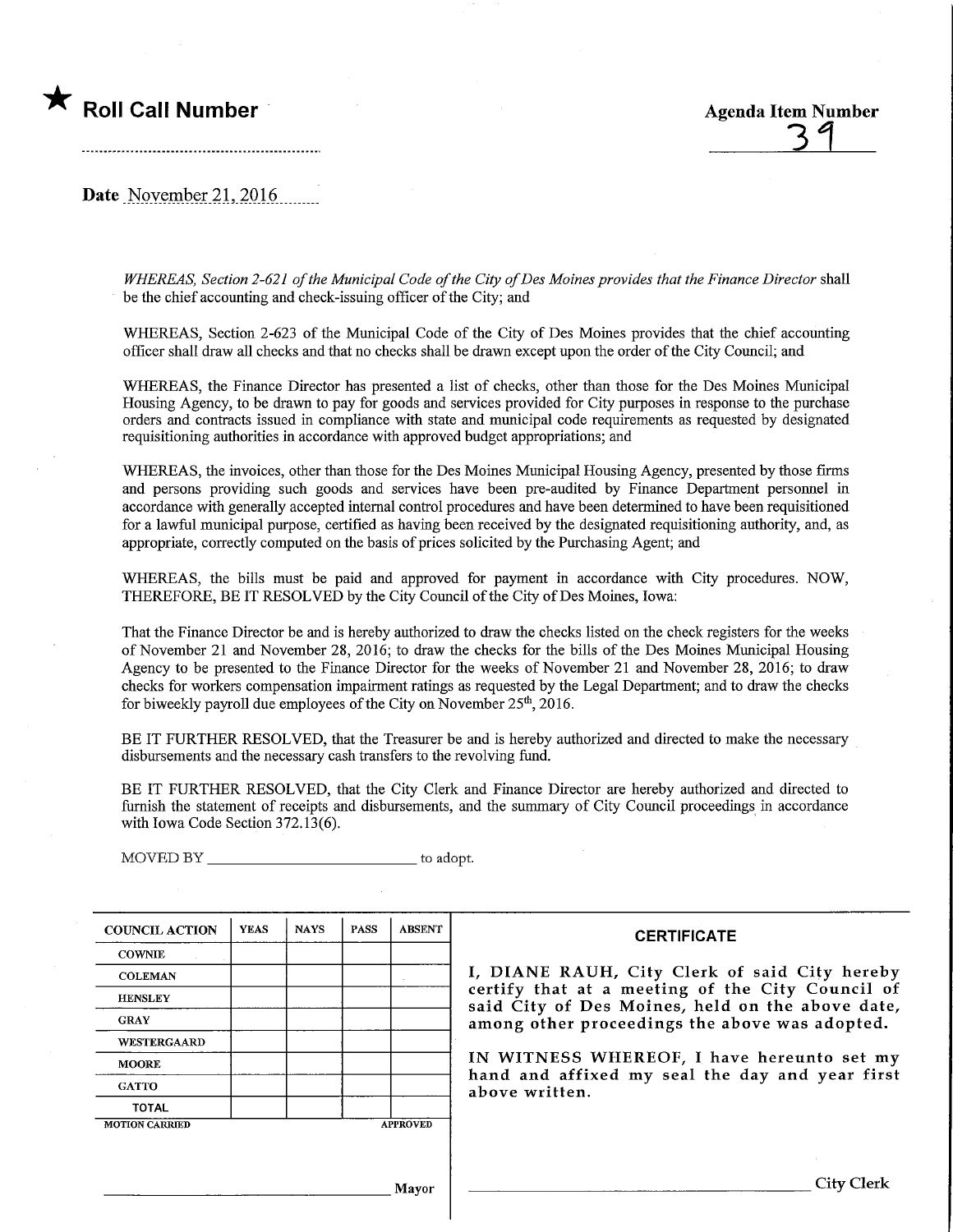★ **Roll Call Number**

**Agenda Item Number**
39

**Date** November 21, 2016

*WHEREAS, Section 2-621 of the Municipal Code of the City of Des Moines provides that the Finance Director* shall be the chief accounting and check-issuing officer of the City; and

WHEREAS, Section 2-623 of the Municipal Code of the City of Des Moines provides that the chief accounting officer shall draw all checks and that no checks shall be drawn except upon the order of the City Council; and

WHEREAS, the Finance Director has presented a list of checks, other than those for the Des Moines Municipal Housing Agency, to be drawn to pay for goods and services provided for City purposes in response to the purchase orders and contracts issued in compliance with state and municipal code requirements as requested by designated requisitioning authorities in accordance with approved budget appropriations; and

WHEREAS, the invoices, other than those for the Des Moines Municipal Housing Agency, presented by those firms and persons providing such goods and services have been pre-audited by Finance Department personnel in accordance with generally accepted internal control procedures and have been determined to have been requisitioned for a lawful municipal purpose, certified as having been received by the designated requisitioning authority, and, as appropriate, correctly computed on the basis of prices solicited by the Purchasing Agent; and

WHEREAS, the bills must be paid and approved for payment in accordance with City procedures. NOW, THEREFORE, BE IT RESOLVED by the City Council of the City of Des Moines, Iowa:

That the Finance Director be and is hereby authorized to draw the checks listed on the check registers for the weeks of November 21 and November 28, 2016; to draw the checks for the bills of the Des Moines Municipal Housing Agency to be presented to the Finance Director for the weeks of November 21 and November 28, 2016; to draw checks for workers compensation impairment ratings as requested by the Legal Department; and to draw the checks for biweekly payroll due employees of the City on November 25th, 2016.

BE IT FURTHER RESOLVED, that the Treasurer be and is hereby authorized and directed to make the necessary disbursements and the necessary cash transfers to the revolving fund.

BE IT FURTHER RESOLVED, that the City Clerk and Finance Director are hereby authorized and directed to furnish the statement of receipts and disbursements, and the summary of City Council proceedings in accordance with Iowa Code Section 372.13(6).

MOVED BY ______________________ to adopt.

| COUNCIL ACTION | YEAS | NAYS | PASS | ABSENT |
|---|---|---|---|---|
| COWNIE | | | | |
| COLEMAN | | | | |
| HENSLEY | | | | |
| GRAY | | | | |
| WESTERGAARD | | | | |
| MOORE | | | | |
| GATTO | | | | |
| TOTAL | | | | |
| MOTION CARRIED | | | | APPROVED |

______________________ Mayor

**CERTIFICATE**

I, DIANE RAUH, City Clerk of said City hereby certify that at a meeting of the City Council of said City of Des Moines, held on the above date, among other proceedings the above was adopted.

IN WITNESS WHEREOF, I have hereunto set my hand and affixed my seal the day and year first above written.

______________________ City Clerk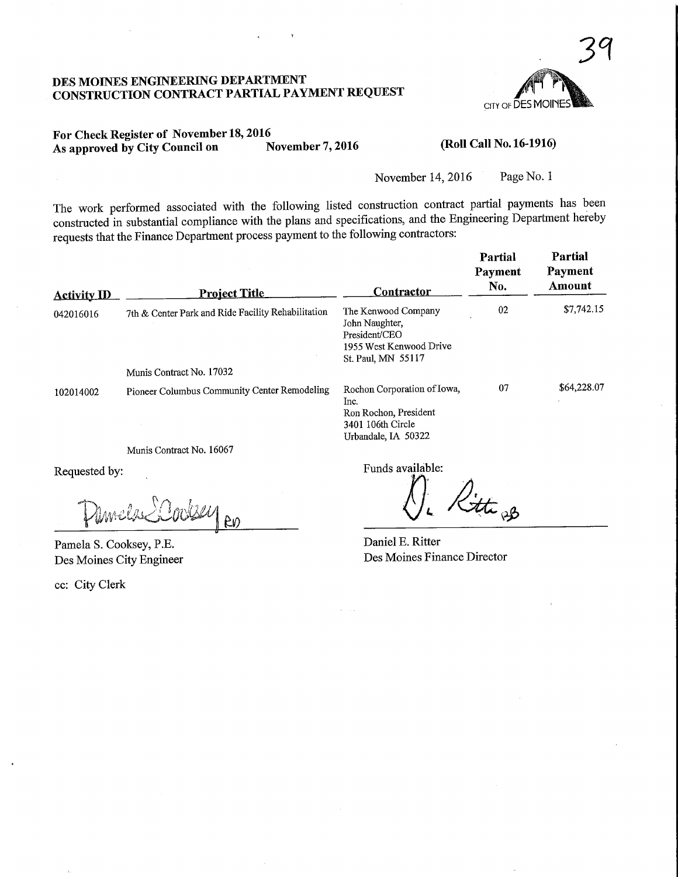# DES MOINES ENGINEERING DEPARTMENT
# CONSTRUCTION CONTRACT PARTIAL PAYMENT REQUEST

39

CITY OF DES MOINES

**For Check Register of November 18, 2016**
**As approved by City Council on November 7, 2016** **(Roll Call No. 16-1916)**

November 14, 2016 Page No. 1

The work performed associated with the following listed construction contract partial payments has been constructed in substantial compliance with the plans and specifications, and the Engineering Department hereby requests that the Finance Department process payment to the following contractors:

| Activity ID | Project Title | Contractor | Partial Payment No. | Partial Payment Amount |
|---|---|---|---|---|
| 042016016 | 7th & Center Park and Ride Facility Rehabilitation<br><br>Munis Contract No. 17032 | The Kenwood Company<br>John Naughter, President/CEO<br>1955 West Kenwood Drive<br>St. Paul, MN 55117 | 02 | $7,742.15 |
| 102014002 | Pioneer Columbus Community Center Remodeling<br><br>Munis Contract No. 16067 | Rochon Corporation of Iowa, Inc.<br>Ron Rochon, President<br>3401 106th Circle<br>Urbandale, IA 50322 | 07 | $64,228.07 |

Requested by:

Pamela S. Cooksey, P.E.
Des Moines City Engineer

Funds available:

Daniel E. Ritter
Des Moines Finance Director

cc: City Clerk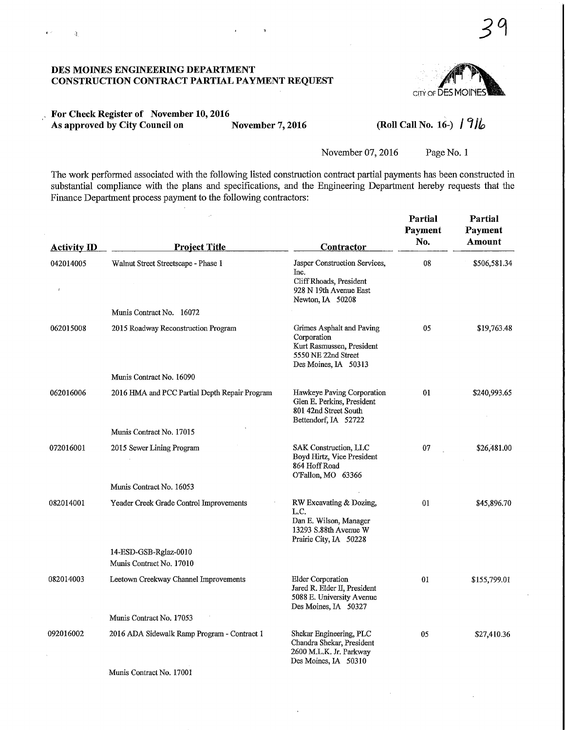# DES MOINES ENGINEERING DEPARTMENT
# CONSTRUCTION CONTRACT PARTIAL PAYMENT REQUEST

**For Check Register of November 10, 2016**
**As approved by City Council on November 7, 2016**

**(Roll Call No. 16-) 1916**

November 07, 2016 Page No. 1

The work performed associated with the following listed construction contract partial payments has been constructed in substantial compliance with the plans and specifications, and the Engineering Department hereby requests that the Finance Department process payment to the following contractors:

| Activity ID | Project Title | Contractor | Partial Payment No. | Partial Payment Amount |
|---|---|---|---|---|
| 042014005 | Walnut Street Streetscape - Phase 1<br>Munis Contract No. 16072 | Jasper Construction Services, Inc.<br>Cliff Rhoads, President<br>928 N 19th Avenue East<br>Newton, IA 50208 | 08 | $506,581.34 |
| 062015008 | 2015 Roadway Reconstruction Program<br>Munis Contract No. 16090 | Grimes Asphalt and Paving Corporation<br>Kurt Rasmussen, President<br>5550 NE 22nd Street<br>Des Moines, IA 50313 | 05 | $19,763.48 |
| 062016006 | 2016 HMA and PCC Partial Depth Repair Program<br>Munis Contract No. 17015 | Hawkeye Paving Corporation<br>Glen E. Perkins, President<br>801 42nd Street South<br>Bettendorf, IA 52722 | 01 | $240,993.65 |
| 072016001 | 2015 Sewer Lining Program<br>Munis Contract No. 16053 | SAK Construction, LLC<br>Boyd Hirtz, Vice President<br>864 Hoff Road<br>O'Fallon, MO 63366 | 07 | $26,481.00 |
| 082014001 | Yeader Creek Grade Control Improvements<br>14-ESD-GSB-Rglaz-0010<br>Munis Contract No. 17010 | RW Excavating & Dozing, L.C.<br>Dan E. Wilson, Manager<br>13293 S.88th Avenue W<br>Prairie City, IA 50228 | 01 | $45,896.70 |
| 082014003 | Leetown Creekway Channel Improvements<br>Munis Contract No. 17053 | Elder Corporation<br>Jared R. Elder II, President<br>5088 E. University Avenue<br>Des Moines, IA 50327 | 01 | $155,799.01 |
| 092016002 | 2016 ADA Sidewalk Ramp Program - Contract 1<br>Munis Contract No. 17001 | Shekar Engineering, PLC<br>Chandra Shekar, President<br>2600 M.L.K. Jr. Parkway<br>Des Moines, IA 50310 | 05 | $27,410.36 |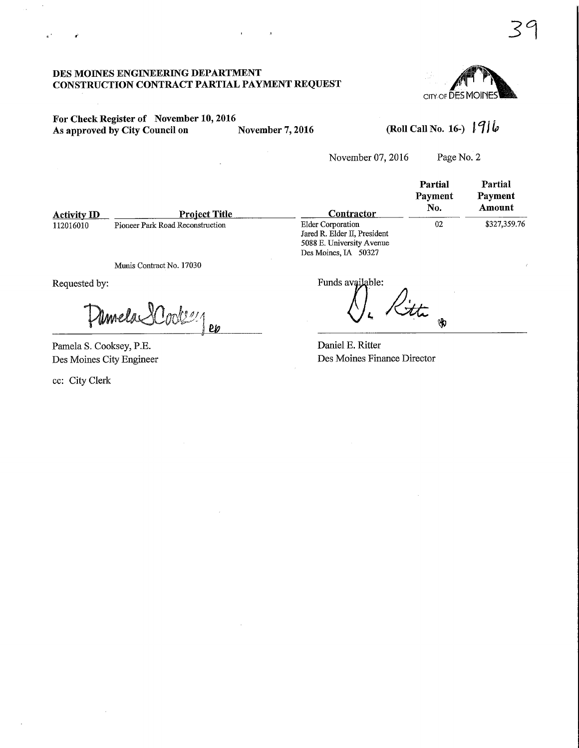**DES MOINES ENGINEERING DEPARTMENT**
**CONSTRUCTION CONTRACT PARTIAL PAYMENT REQUEST**

**For Check Register of November 10, 2016**
**As approved by City Council on November 7, 2016**

**(Roll Call No. 16-) 1916**

November 07, 2016 Page No. 2

| Activity ID | Project Title | Contractor | Partial Payment No. | Partial Payment Amount |
|---|---|---|---|---|
| 112016010 | Pioneer Park Road Reconstruction | Elder Corporation<br>Jared R. Elder II, President<br>5088 E. University Avenue<br>Des Moines, IA 50327 | 02 | $327,359.76 |

Munis Contract No. 17030

Requested by:

Pamela S. Cooksey, P.E.
Des Moines City Engineer

Funds available:

Daniel E. Ritter
Des Moines Finance Director

cc: City Clerk